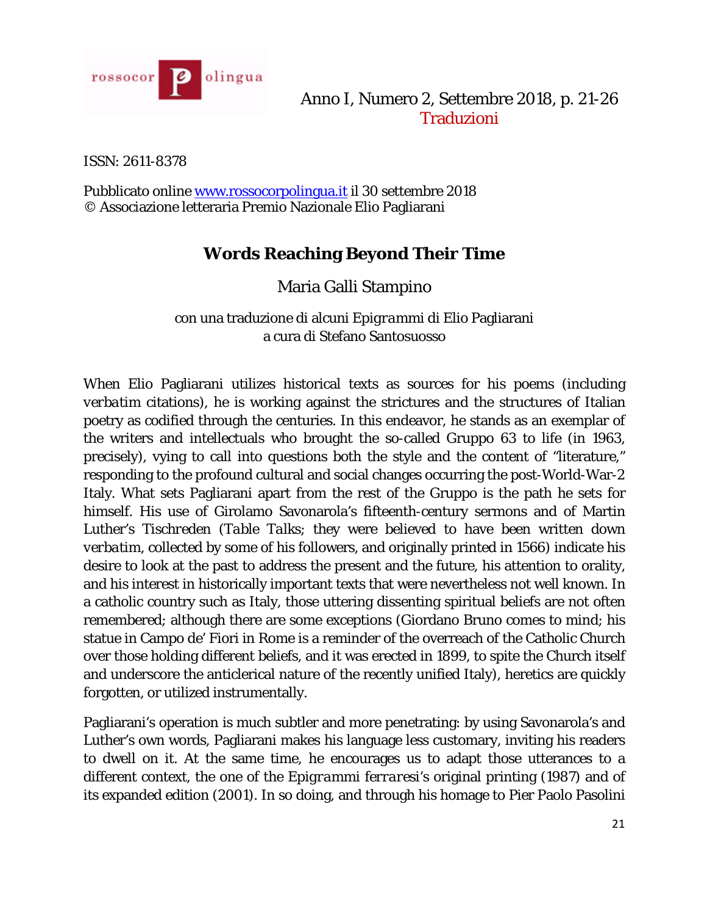ISSN: 2611-8378

Pubblicato online www.rossocorpolingua.it il 30 settembre 2018
© Associazione letteraria Premio Nazionale Elio Pagliarani

# Words Reaching Beyond Their Time

Maria Galli Stampino

con una traduzione di alcuni *Epigrammi* di Elio Pagliarani
a cura di Stefano Santosuosso

When Elio Pagliarani utilizes historical texts as sources for his poems (including *verbatim* citations), he is working against the strictures and the structures of Italian poetry as codified through the centuries. In this endeavor, he stands as an exemplar of the writers and intellectuals who brought the so-called Gruppo 63 to life (in 1963, precisely), vying to call into questions both the style and the content of "literature," responding to the profound cultural and social changes occurring the post-World-War-2 Italy. What sets Pagliarani apart from the rest of the Gruppo is the path he sets for himself. His use of Girolamo Savonarola's fifteenth-century sermons and of Martin Luther's *Tischreden* (*Table Talks*; they were believed to have been written down *verbatim*, collected by some of his followers, and originally printed in 1566) indicate his desire to look at the past to address the present and the future, his attention to orality, and his interest in historically important texts that were nevertheless not well known. In a catholic country such as Italy, those uttering dissenting spiritual beliefs are not often remembered; although there are some exceptions (Giordano Bruno comes to mind; his statue in Campo de' Fiori in Rome is a reminder of the overreach of the Catholic Church over those holding different beliefs, and it was erected in 1899, to spite the Church itself and underscore the anticlerical nature of the recently unified Italy), heretics are quickly forgotten, or utilized instrumentally.

Pagliarani's operation is much subtler and more penetrating: by using Savonarola's and Luther's own words, Pagliarani makes his language less customary, inviting his readers to dwell on it. At the same time, he encourages us to adapt those utterances to a different context, the one of the *Epigrammi ferraresi*'s original printing (1987) and of its expanded edition (2001). In so doing, and through his homage to Pier Paolo Pasolini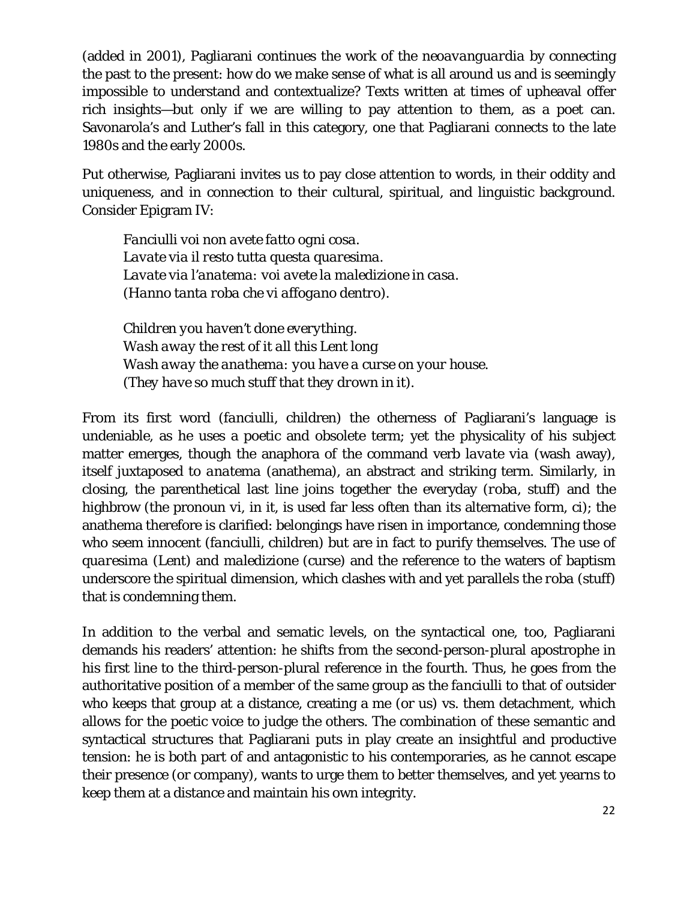(added in 2001), Pagliarani continues the work of the *neoavanguardia* by connecting the past to the present: how do we make sense of what is all around us and is seemingly impossible to understand and contextualize? Texts written at times of upheaval offer rich insights—but only if we are willing to pay attention to them, as a poet can. Savonarola's and Luther's fall in this category, one that Pagliarani connects to the late 1980s and the early 2000s.

Put otherwise, Pagliarani invites us to pay close attention to words, in their oddity and uniqueness, and in connection to their cultural, spiritual, and linguistic background. Consider Epigram IV:

> *Fanciulli voi non avete fatto ogni cosa.*
> *Lavate via il resto tutta questa quaresima.*
> *Lavate via l'anatema: voi avete la maledizione in casa.*
> *(Hanno tanta roba che vi affogano dentro).*
>
> *Children you haven't done everything.*
> *Wash away the rest of it all this Lent long*
> *Wash away the anathema: you have a curse on your house.*
> *(They have so much stuff that they drown in it).*

From its first word (*fanciulli*, children) the otherness of Pagliarani's language is undeniable, as he uses a poetic and obsolete term; yet the physicality of his subject matter emerges, though the anaphora of the command verb *lavate via* (wash away), itself juxtaposed to *anatema* (anathema), an abstract and striking term. Similarly, in closing, the parenthetical last line joins together the everyday (*roba*, stuff) and the highbrow (the pronoun *vi*, in it, is used far less often than its alternative form, *ci*); the anathema therefore is clarified: belongings have risen in importance, condemning those who seem innocent (*fanciulli*, children) but are in fact to purify themselves. The use of *quaresima* (Lent) and *maledizione* (curse) and the reference to the waters of baptism underscore the spiritual dimension, which clashes with and yet parallels the *roba* (stuff) that is condemning them.

In addition to the verbal and sematic levels, on the syntactical one, too, Pagliarani demands his readers' attention: he shifts from the second-person-plural apostrophe in his first line to the third-person-plural reference in the fourth. Thus, he goes from the authoritative position of a member of the same group as the *fanciulli* to that of outsider who keeps that group at a distance, creating a me (or us) vs. them detachment, which allows for the poetic voice to judge the others. The combination of these semantic and syntactical structures that Pagliarani puts in play create an insightful and productive tension: he is both part of and antagonistic to his contemporaries, as he cannot escape their presence (or company), wants to urge them to better themselves, and yet yearns to keep them at a distance and maintain his own integrity.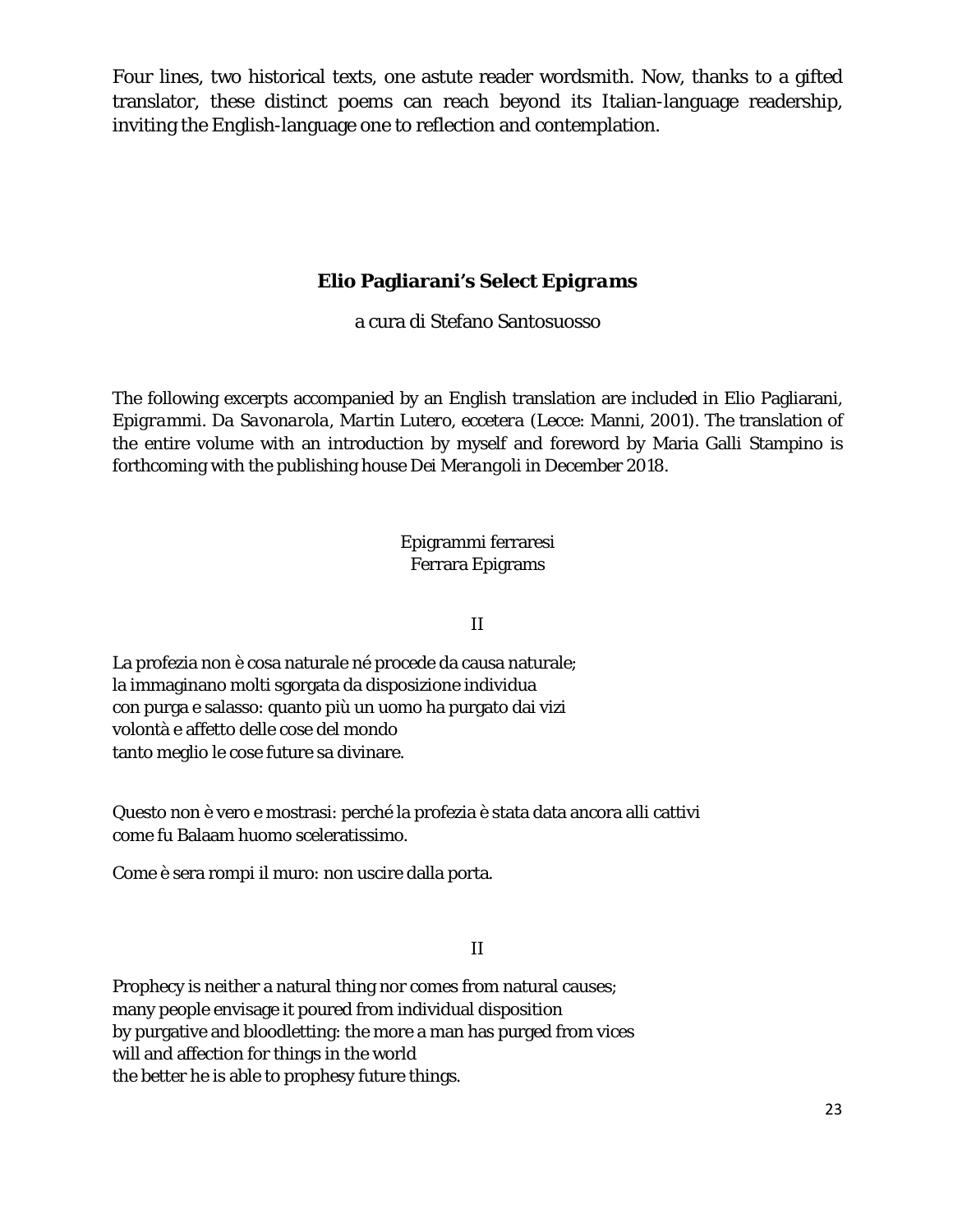Four lines, two historical texts, one astute reader wordsmith. Now, thanks to a gifted translator, these distinct poems can reach beyond its Italian-language readership, inviting the English-language one to reflection and contemplation.

## **Elio Pagliarani's Select *Epigrams***

a cura di Stefano Santosuosso

*The following excerpts accompanied by an English translation are included in Elio Pagliarani, Epigrammi. Da Savonarola, Martin Lutero, eccetera (Lecce: Manni, 2001). The translation of the entire volume with an introduction by myself and foreword by Maria Galli Stampino is forthcoming with the publishing house Dei Merangoli in December 2018.*

Epigrammi ferraresi
Ferrara Epigrams

II

La profezia non è cosa naturale né procede da causa naturale;
la immaginano molti sgorgata da disposizione individua
con purga e salasso: quanto più un uomo ha purgato dai vizi
volontà e affetto delle cose del mondo
tanto meglio le cose future sa divinare.

Questo non è vero e mostrasi: perché la profezia è stata data ancora alli cattivi
come fu Balaam huomo sceleratissimo.

Come è sera rompi il muro: non uscire dalla porta.

II

Prophecy is neither a natural thing nor comes from natural causes;
many people envisage it poured from individual disposition
by purgative and bloodletting: the more a man has purged from vices
will and affection for things in the world
the better he is able to prophesy future things.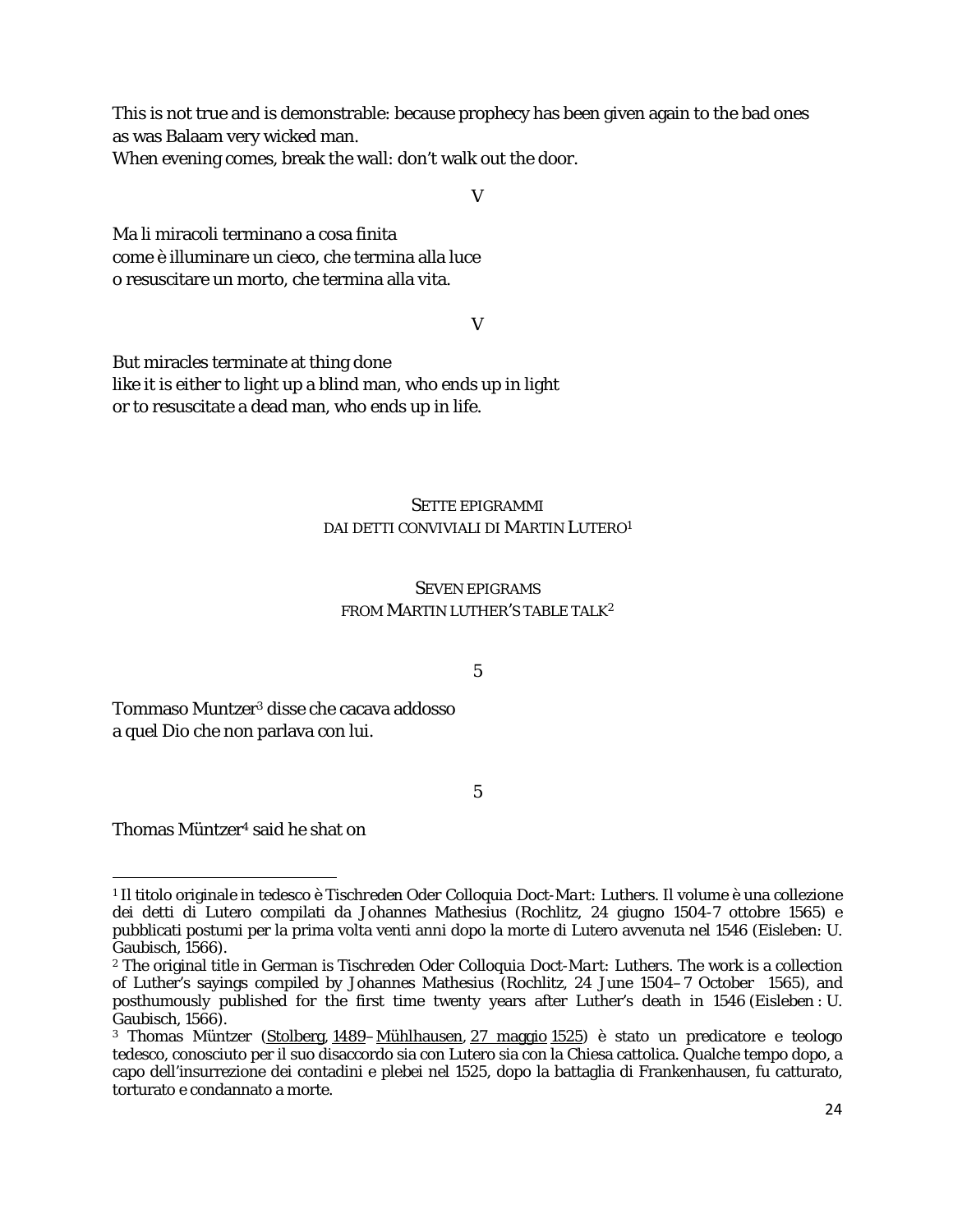This is not true and is demonstrable: because prophecy has been given again to the bad ones
as was Balaam very wicked man.
When evening comes, break the wall: don't walk out the door.

V

Ma li miracoli terminano a cosa finita
come è illuminare un cieco, che termina alla luce
o resuscitare un morto, che termina alla vita.

V

But miracles terminate at thing done
like it is either to light up a blind man, who ends up in light
or to resuscitate a dead man, who ends up in life.

## SETTE EPIGRAMMI DAI DETTI CONVIVIALI DI MARTIN LUTERO[1]

## SEVEN EPIGRAMS FROM MARTIN LUTHER'S TABLE TALK[2]

5

Tommaso Muntzer[3] disse che cacava addosso
a quel Dio che non parlava con lui.

5

Thomas Müntzer[4] said he shat on

---

[1] Il titolo originale in tedesco è *Tischreden Oder Colloquia Doct-Mart: Luthers*. Il volume è una collezione dei detti di Lutero compilati da Johannes Mathesius (Rochlitz, 24 giugno 1504-7 ottobre 1565) e pubblicati postumi per la prima volta venti anni dopo la morte di Lutero avvenuta nel 1546 (Eisleben: U. Gaubisch, 1566).

[2] The original title in German is *Tischreden Oder Colloquia Doct-Mart: Luthers*. The work is a collection of Luther's sayings compiled by Johannes Mathesius (Rochlitz, 24 June 1504–7 October 1565), and posthumously published for the first time twenty years after Luther's death in 1546 (Eisleben : U. Gaubisch, 1566).

[3] Thomas Müntzer (Stolberg, 1489–Mühlhausen, 27 maggio 1525) è stato un predicatore e teologo tedesco, conosciuto per il suo disaccordo sia con Lutero sia con la Chiesa cattolica. Qualche tempo dopo, a capo dell'insurrezione dei contadini e plebei nel 1525, dopo la battaglia di Frankenhausen, fu catturato, torturato e condannato a morte.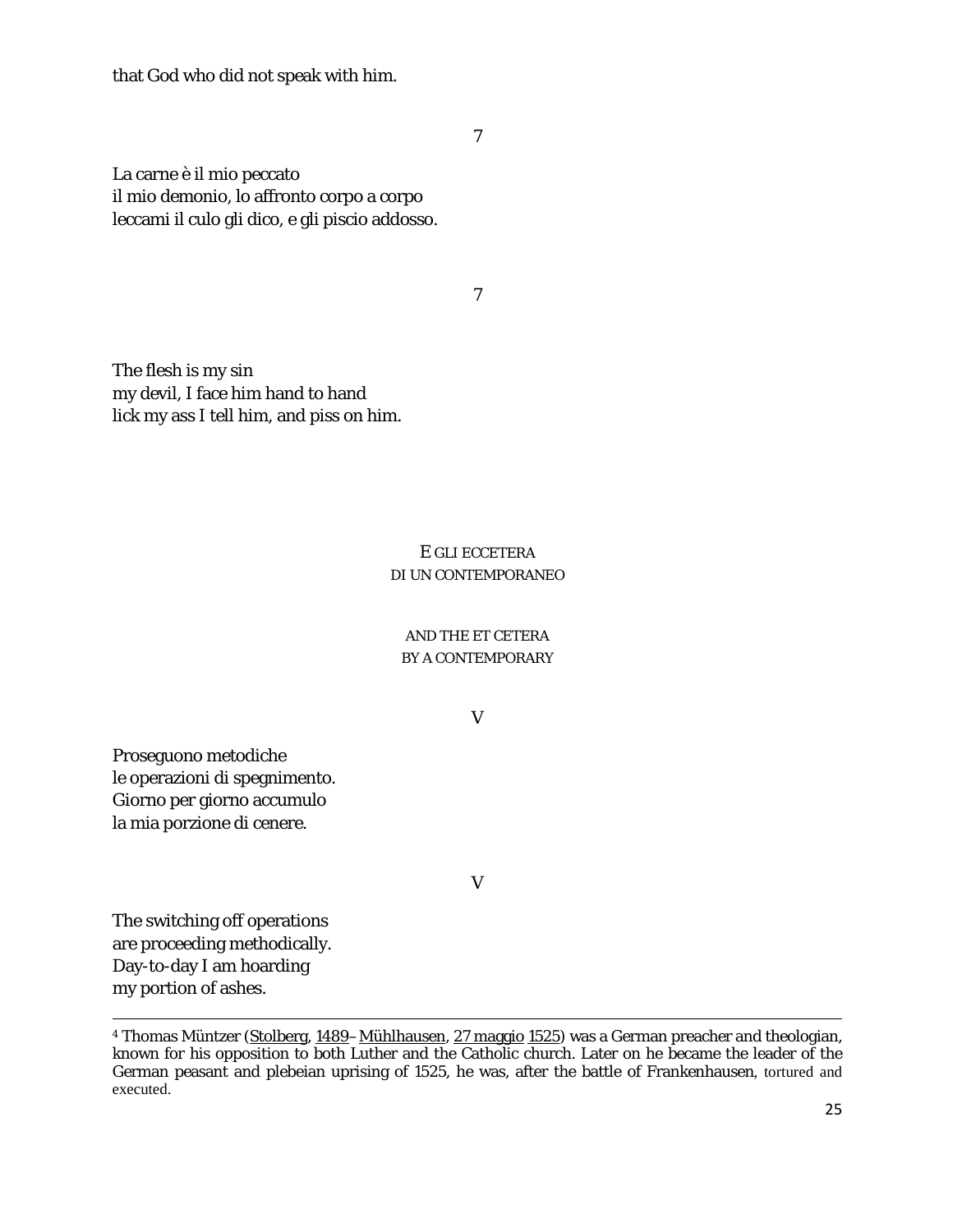that God who did not speak with him.

7

La carne è il mio peccato
il mio demonio, lo affronto corpo a corpo
leccami il culo gli dico, e gli piscio addosso.

7

The flesh is my sin
my devil, I face him hand to hand
lick my ass I tell him, and piss on him.

## E GLI ECCETERA
## DI UN CONTEMPORANEO

## AND THE ET CETERA
## BY A CONTEMPORARY

V

Proseguono metodiche
le operazioni di spegnimento.
Giorno per giorno accumulo
la mia porzione di cenere.

V

The switching off operations
are proceeding methodically.
Day-to-day I am hoarding
my portion of ashes.

---

[4] Thomas Müntzer (Stolberg, 1489– Mühlhausen, 27 maggio 1525) was a German preacher and theologian, known for his opposition to both Luther and the Catholic church. Later on he became the leader of the German peasant and plebeian uprising of 1525, he was, after the battle of Frankenhausen, tortured and executed.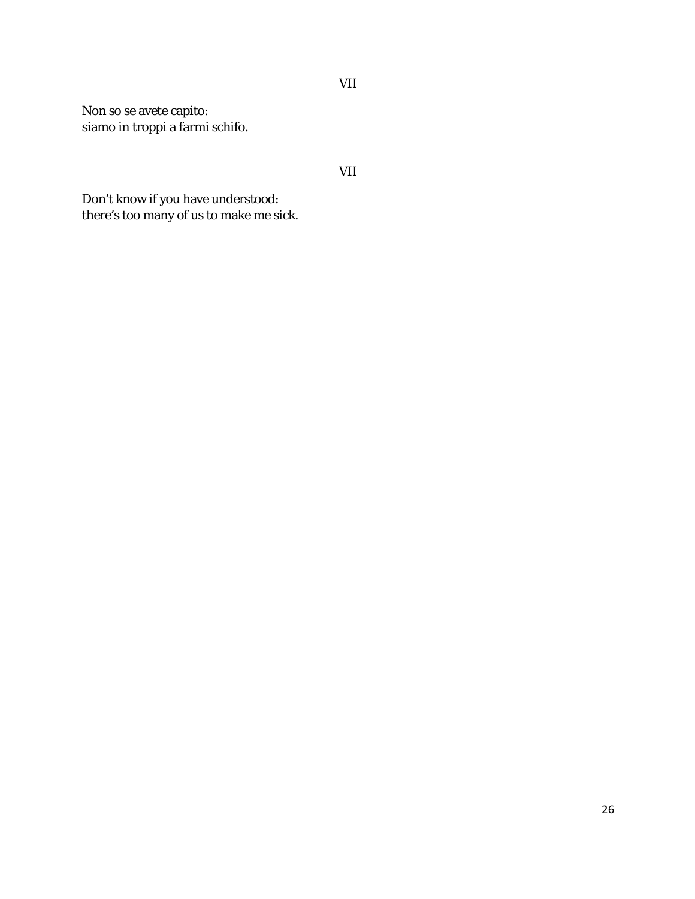VII

Non so se avete capito:
siamo in troppi a farmi schifo.

VII

Don't know if you have understood:
there's too many of us to make me sick.